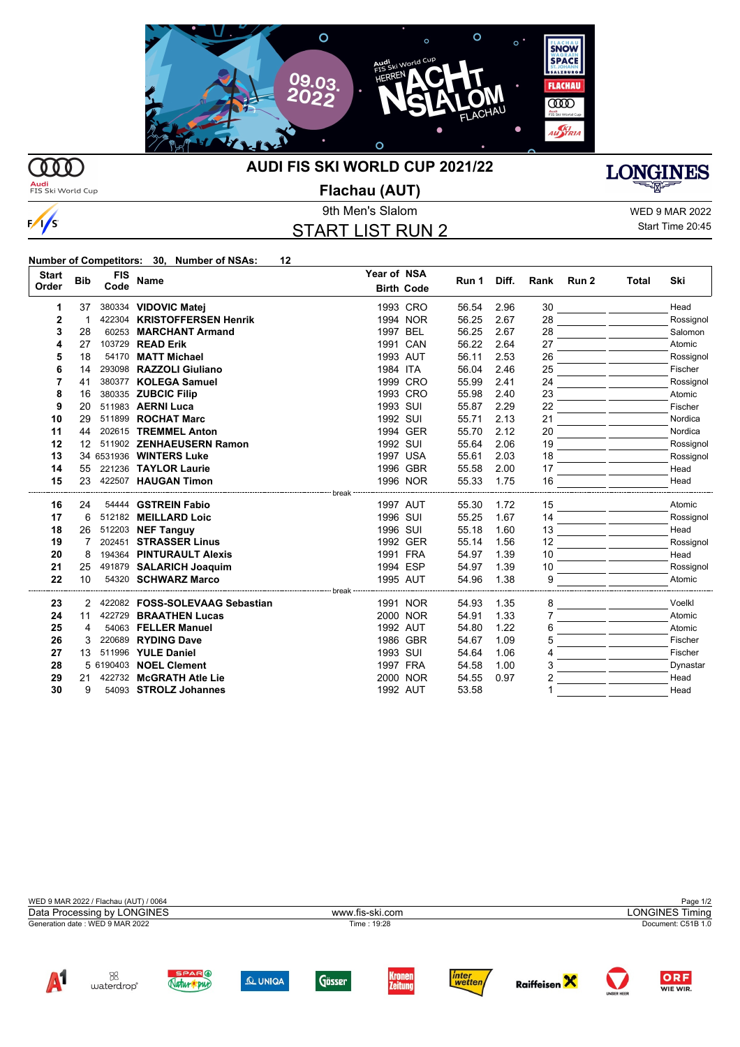# AUDI FIS SKI WORLD CUP 2021/22

## Flachau (AUT)

9th Men's Slalom

WED 9 MAR 2022

Start Time 20:45

## START LIST RUN 2

**Number of Competitors: 30, Number of NSAs: 12**

| Start Order | Bib | FIS Code | Name | Year of Birth | NSA Code | Run 1 | Diff. | Rank | Run 2 | Total | Ski |
|---|---|---|---|---|---|---|---|---|---|---|---|
| 1 | 37 | 380334 | **VIDOVIC Matej** | 1993 | CRO | 56.54 | 2.96 | 30 | | | Head |
| 2 | 1 | 422304 | **KRISTOFFERSEN Henrik** | 1994 | NOR | 56.25 | 2.67 | 28 | | | Rossignol |
| 3 | 28 | 60253 | **MARCHANT Armand** | 1997 | BEL | 56.25 | 2.67 | 28 | | | Salomon |
| 4 | 27 | 103729 | **READ Erik** | 1991 | CAN | 56.22 | 2.64 | 27 | | | Atomic |
| 5 | 18 | 54170 | **MATT Michael** | 1993 | AUT | 56.11 | 2.53 | 26 | | | Rossignol |
| 6 | 14 | 293098 | **RAZZOLI Giuliano** | 1984 | ITA | 56.04 | 2.46 | 25 | | | Fischer |
| 7 | 41 | 380377 | **KOLEGA Samuel** | 1999 | CRO | 55.99 | 2.41 | 24 | | | Rossignol |
| 8 | 16 | 380335 | **ZUBCIC Filip** | 1993 | CRO | 55.98 | 2.40 | 23 | | | Atomic |
| 9 | 20 | 511983 | **AERNI Luca** | 1993 | SUI | 55.87 | 2.29 | 22 | | | Fischer |
| 10 | 29 | 511899 | **ROCHAT Marc** | 1992 | SUI | 55.71 | 2.13 | 21 | | | Nordica |
| 11 | 44 | 202615 | **TREMMEL Anton** | 1994 | GER | 55.70 | 2.12 | 20 | | | Nordica |
| 12 | 12 | 511902 | **ZENHAEUSERN Ramon** | 1992 | SUI | 55.64 | 2.06 | 19 | | | Rossignol |
| 13 | 34 | 6531936 | **WINTERS Luke** | 1997 | USA | 55.61 | 2.03 | 18 | | | Rossignol |
| 14 | 55 | 221236 | **TAYLOR Laurie** | 1996 | GBR | 55.58 | 2.00 | 17 | | | Head |
| 15 | 23 | 422507 | **HAUGAN Timon** | 1996 | NOR | 55.33 | 1.75 | 16 | | | Head |
| | | | break | | | | | | | | |
| 16 | 24 | 54444 | **GSTREIN Fabio** | 1997 | AUT | 55.30 | 1.72 | 15 | | | Atomic |
| 17 | 6 | 512182 | **MEILLARD Loic** | 1996 | SUI | 55.25 | 1.67 | 14 | | | Rossignol |
| 18 | 26 | 512203 | **NEF Tanguy** | 1996 | SUI | 55.18 | 1.60 | 13 | | | Head |
| 19 | 7 | 202451 | **STRASSER Linus** | 1992 | GER | 55.14 | 1.56 | 12 | | | Rossignol |
| 20 | 8 | 194364 | **PINTURAULT Alexis** | 1991 | FRA | 54.97 | 1.39 | 10 | | | Head |
| 21 | 25 | 491879 | **SALARICH Joaquim** | 1994 | ESP | 54.97 | 1.39 | 10 | | | Rossignol |
| 22 | 10 | 54320 | **SCHWARZ Marco** | 1995 | AUT | 54.96 | 1.38 | 9 | | | Atomic |
| | | | break | | | | | | | | |
| 23 | 2 | 422082 | **FOSS-SOLEVAAG Sebastian** | 1991 | NOR | 54.93 | 1.35 | 8 | | | Voelkl |
| 24 | 11 | 422729 | **BRAATHEN Lucas** | 2000 | NOR | 54.91 | 1.33 | 7 | | | Atomic |
| 25 | 4 | 54063 | **FELLER Manuel** | 1992 | AUT | 54.80 | 1.22 | 6 | | | Atomic |
| 26 | 3 | 220689 | **RYDING Dave** | 1986 | GBR | 54.67 | 1.09 | 5 | | | Fischer |
| 27 | 13 | 511996 | **YULE Daniel** | 1993 | SUI | 54.64 | 1.06 | 4 | | | Fischer |
| 28 | 5 | 6190403 | **NOEL Clement** | 1997 | FRA | 54.58 | 1.00 | 3 | | | Dynastar |
| 29 | 21 | 422732 | **McGRATH Atle Lie** | 2000 | NOR | 54.55 | 0.97 | 2 | | | Head |
| 30 | 9 | 54093 | **STROLZ Johannes** | 1992 | AUT | 53.58 | | 1 | | | Head |

WED 9 MAR 2022 / Flachau (AUT) / 0064

Data Processing by LONGINES — www.fis-ski.com — LONGINES Timing

Generation date : WED 9 MAR 2022 — Time : 19:28 — Document: C51B 1.0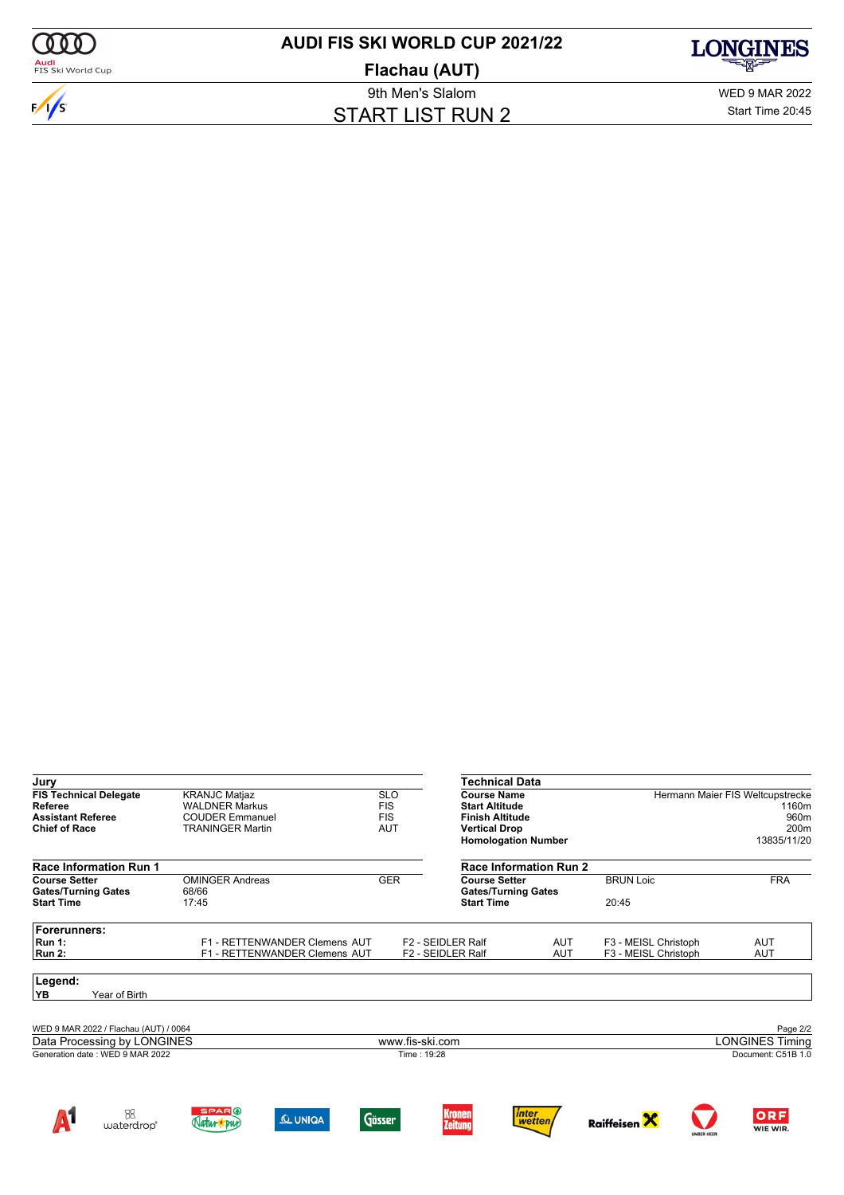# AUDI FIS SKI WORLD CUP 2021/22

**Flachau (AUT)**

9th Men's Slalom

## START LIST RUN 2

WED 9 MAR 2022
Start Time 20:45

| Jury | | |
|---|---|---|
| **FIS Technical Delegate** | KRANJC Matjaz | SLO |
| **Referee** | WALDNER Markus | FIS |
| **Assistant Referee** | COUDER Emmanuel | FIS |
| **Chief of Race** | TRANINGER Martin | AUT |

| Technical Data | |
|---|---|
| **Course Name** | Hermann Maier FIS Weltcupstrecke |
| **Start Altitude** | 1160m |
| **Finish Altitude** | 960m |
| **Vertical Drop** | 200m |
| **Homologation Number** | 13835/11/20 |

| Race Information Run 1 | | |
|---|---|---|
| **Course Setter** | OMINGER Andreas | GER |
| **Gates/Turning Gates** | 68/66 | |
| **Start Time** | 17:45 | |

| Race Information Run 2 | | |
|---|---|---|
| **Course Setter** | BRUN Loic | FRA |
| **Gates/Turning Gates** | | |
| **Start Time** | 20:45 | |

| Forerunners: | | | | | | |
|---|---|---|---|---|---|---|
| **Run 1:** | F1 - RETTENWANDER Clemens | AUT | F2 - SEIDLER Ralf | AUT | F3 - MEISL Christoph | AUT |
| **Run 2:** | F1 - RETTENWANDER Clemens | AUT | F2 - SEIDLER Ralf | AUT | F3 - MEISL Christoph | AUT |

**Legend:**
**YB** Year of Birth

WED 9 MAR 2022 / Flachau (AUT) / 0064

Data Processing by LONGINES | www.fis-ski.com | LONGINES Timing

Generation date : WED 9 MAR 2022 | Time : 19:28 | Document: C51B 1.0